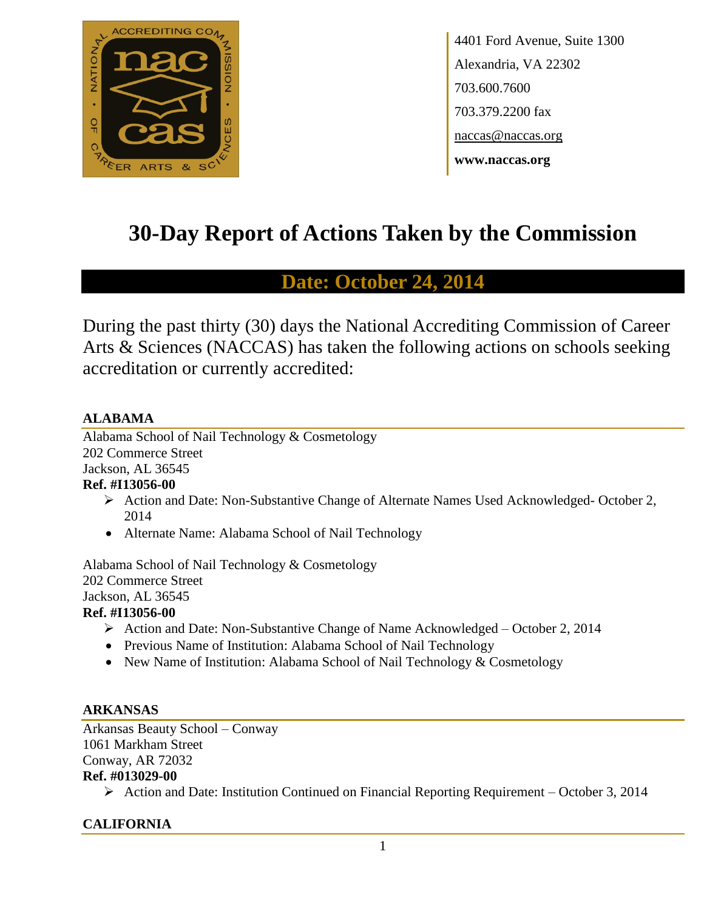4401 Ford Avenue, Suite 1300
Alexandria, VA 22302
703.600.7600
703.379.2200 fax
naccas@naccas.org
**www.naccas.org**

# 30-Day Report of Actions Taken by the Commission

## Date: October 24, 2014

During the past thirty (30) days the National Accrediting Commission of Career Arts & Sciences (NACCAS) has taken the following actions on schools seeking accreditation or currently accredited:

### ALABAMA

Alabama School of Nail Technology & Cosmetology
202 Commerce Street
Jackson, AL 36545
**Ref. #I13056-00**

- Action and Date: Non-Substantive Change of Alternate Names Used Acknowledged- October 2, 2014
- Alternate Name: Alabama School of Nail Technology

Alabama School of Nail Technology & Cosmetology
202 Commerce Street
Jackson, AL 36545
**Ref. #I13056-00**

- Action and Date: Non-Substantive Change of Name Acknowledged – October 2, 2014
- Previous Name of Institution: Alabama School of Nail Technology
- New Name of Institution: Alabama School of Nail Technology & Cosmetology

### ARKANSAS

Arkansas Beauty School – Conway
1061 Markham Street
Conway, AR 72032
**Ref. #013029-00**

- Action and Date: Institution Continued on Financial Reporting Requirement – October 3, 2014

### CALIFORNIA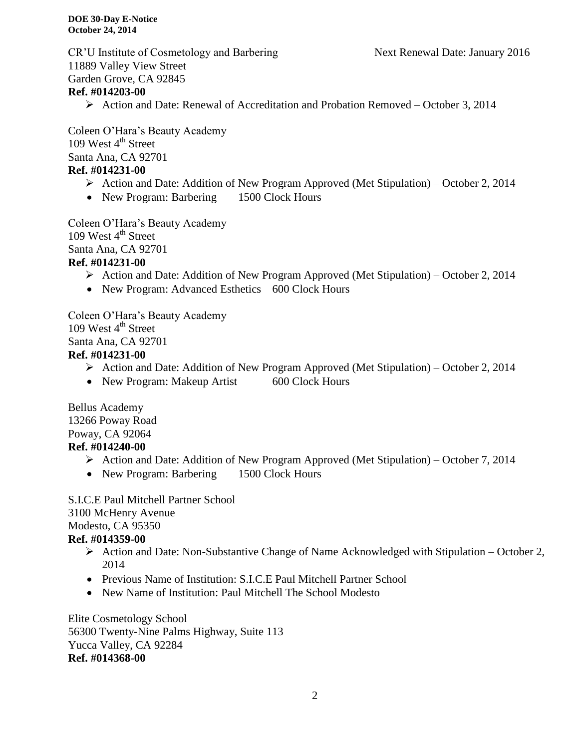CR'U Institute of Cosmetology and Barbering Next Renewal Date: January 2016
11889 Valley View Street
Garden Grove, CA 92845
**Ref. #014203-00**

- Action and Date: Renewal of Accreditation and Probation Removed – October 3, 2014

Coleen O'Hara's Beauty Academy
109 West 4th Street
Santa Ana, CA 92701
**Ref. #014231-00**

- Action and Date: Addition of New Program Approved (Met Stipulation) – October 2, 2014
- New Program: Barbering 1500 Clock Hours

Coleen O'Hara's Beauty Academy
109 West 4th Street
Santa Ana, CA 92701
**Ref. #014231-00**

- Action and Date: Addition of New Program Approved (Met Stipulation) – October 2, 2014
- New Program: Advanced Esthetics 600 Clock Hours

Coleen O'Hara's Beauty Academy
109 West 4th Street
Santa Ana, CA 92701
**Ref. #014231-00**

- Action and Date: Addition of New Program Approved (Met Stipulation) – October 2, 2014
- New Program: Makeup Artist 600 Clock Hours

Bellus Academy
13266 Poway Road
Poway, CA 92064
**Ref. #014240-00**

- Action and Date: Addition of New Program Approved (Met Stipulation) – October 7, 2014
- New Program: Barbering 1500 Clock Hours

S.I.C.E Paul Mitchell Partner School
3100 McHenry Avenue
Modesto, CA 95350
**Ref. #014359-00**

- Action and Date: Non-Substantive Change of Name Acknowledged with Stipulation – October 2, 2014
- Previous Name of Institution: S.I.C.E Paul Mitchell Partner School
- New Name of Institution: Paul Mitchell The School Modesto

Elite Cosmetology School
56300 Twenty-Nine Palms Highway, Suite 113
Yucca Valley, CA 92284
**Ref. #014368-00**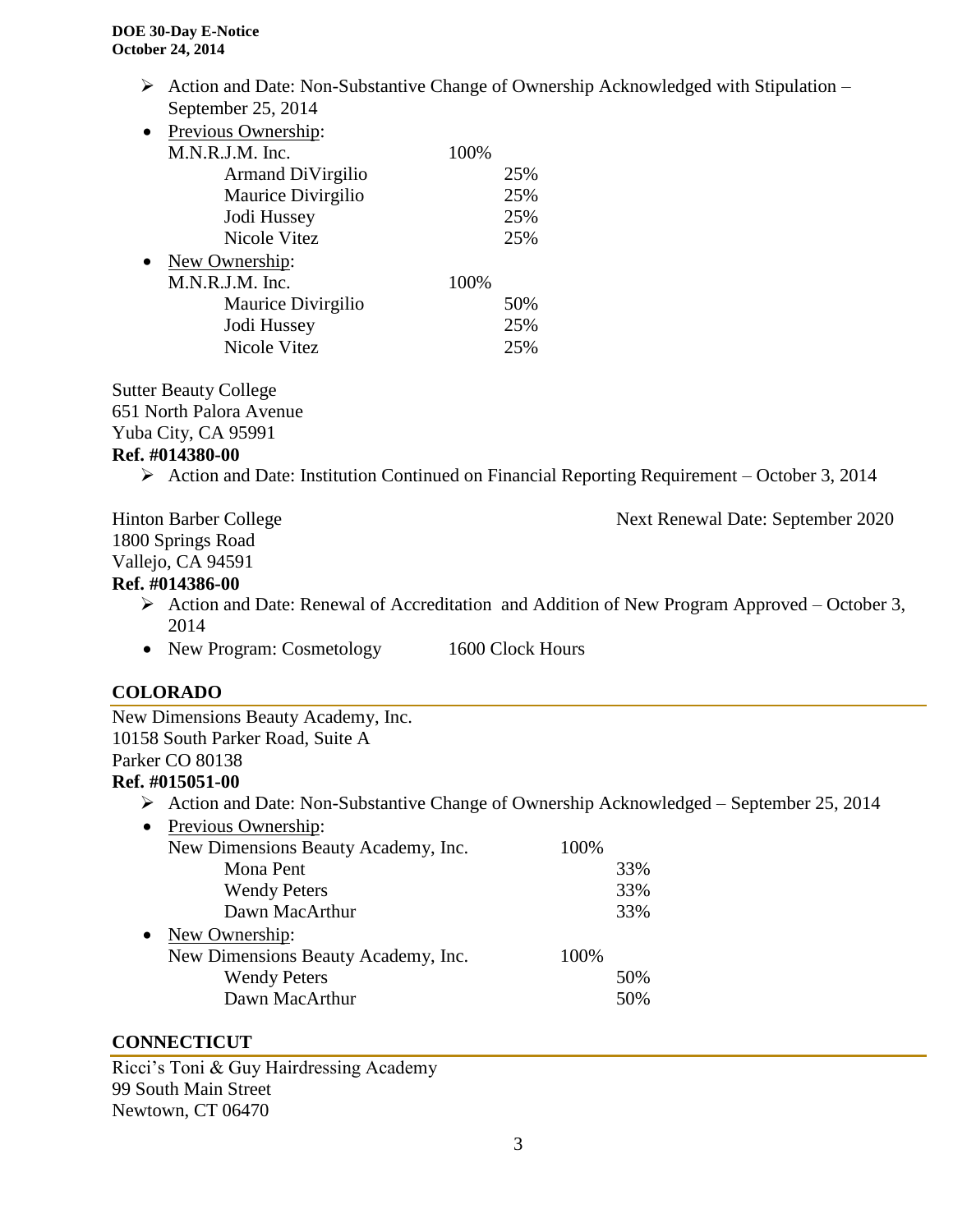- Action and Date: Non-Substantive Change of Ownership Acknowledged with Stipulation – September 25, 2014
- Previous Ownership:

| | | |
|---|---|---|
| M.N.R.J.M. Inc. | 100% | |
| Armand DiVirgilio | | 25% |
| Maurice Divirgilio | | 25% |
| Jodi Hussey | | 25% |
| Nicole Vitez | | 25% |

- New Ownership:

| | | |
|---|---|---|
| M.N.R.J.M. Inc. | 100% | |
| Maurice Divirgilio | | 50% |
| Jodi Hussey | | 25% |
| Nicole Vitez | | 25% |

Sutter Beauty College
651 North Palora Avenue
Yuba City, CA 95991
**Ref. #014380-00**

- Action and Date: Institution Continued on Financial Reporting Requirement – October 3, 2014

Hinton Barber College
Next Renewal Date: September 2020
1800 Springs Road
Vallejo, CA 94591
**Ref. #014386-00**

- Action and Date: Renewal of Accreditation and Addition of New Program Approved – October 3, 2014
- New Program: Cosmetology 1600 Clock Hours

## COLORADO

New Dimensions Beauty Academy, Inc.
10158 South Parker Road, Suite A
Parker CO 80138
**Ref. #015051-00**

- Action and Date: Non-Substantive Change of Ownership Acknowledged – September 25, 2014
- Previous Ownership:

| | | |
|---|---|---|
| New Dimensions Beauty Academy, Inc. | 100% | |
| Mona Pent | | 33% |
| Wendy Peters | | 33% |
| Dawn MacArthur | | 33% |

- New Ownership:

| | | |
|---|---|---|
| New Dimensions Beauty Academy, Inc. | 100% | |
| Wendy Peters | | 50% |
| Dawn MacArthur | | 50% |

## CONNECTICUT

Ricci's Toni & Guy Hairdressing Academy
99 South Main Street
Newtown, CT 06470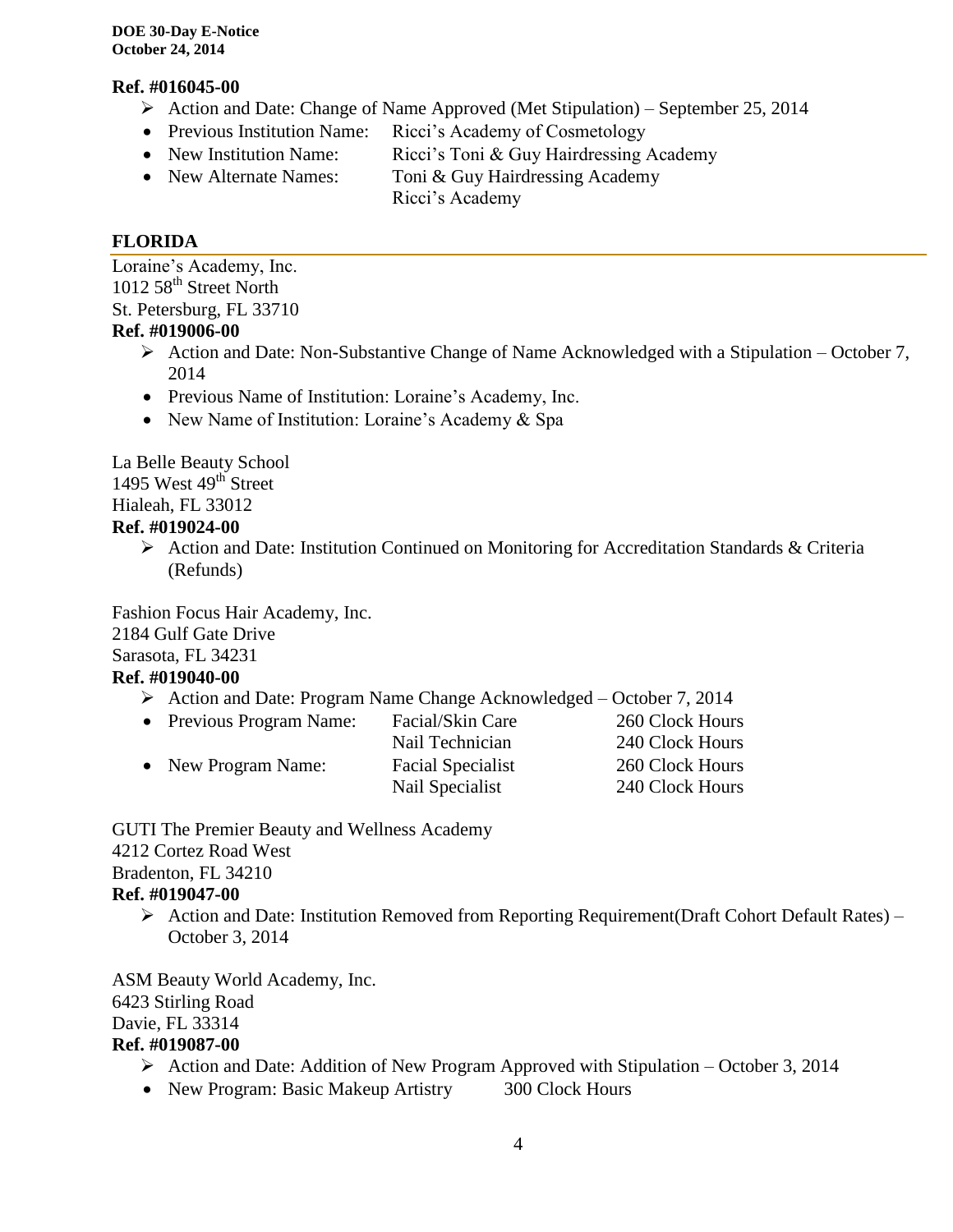**Ref. #016045-00**

- ➢ Action and Date: Change of Name Approved (Met Stipulation) – September 25, 2014
- Previous Institution Name: Ricci's Academy of Cosmetology
- New Institution Name: Ricci's Toni & Guy Hairdressing Academy
- New Alternate Names: Toni & Guy Hairdressing Academy
  Ricci's Academy

## FLORIDA

Loraine's Academy, Inc.
1012 58th Street North
St. Petersburg, FL 33710

**Ref. #019006-00**

- ➢ Action and Date: Non-Substantive Change of Name Acknowledged with a Stipulation – October 7, 2014
- Previous Name of Institution: Loraine's Academy, Inc.
- New Name of Institution: Loraine's Academy & Spa

La Belle Beauty School
1495 West 49th Street
Hialeah, FL 33012

**Ref. #019024-00**

- ➢ Action and Date: Institution Continued on Monitoring for Accreditation Standards & Criteria (Refunds)

Fashion Focus Hair Academy, Inc.
2184 Gulf Gate Drive
Sarasota, FL 34231

**Ref. #019040-00**

- ➢ Action and Date: Program Name Change Acknowledged – October 7, 2014

| | | |
|---|---|---|
| • Previous Program Name: | Facial/Skin Care | 260 Clock Hours |
| | Nail Technician | 240 Clock Hours |
| • New Program Name: | Facial Specialist | 260 Clock Hours |
| | Nail Specialist | 240 Clock Hours |

GUTI The Premier Beauty and Wellness Academy
4212 Cortez Road West
Bradenton, FL 34210

**Ref. #019047-00**

- ➢ Action and Date: Institution Removed from Reporting Requirement(Draft Cohort Default Rates) – October 3, 2014

ASM Beauty World Academy, Inc.
6423 Stirling Road
Davie, FL 33314

**Ref. #019087-00**

- ➢ Action and Date: Addition of New Program Approved with Stipulation – October 3, 2014
- New Program: Basic Makeup Artistry 300 Clock Hours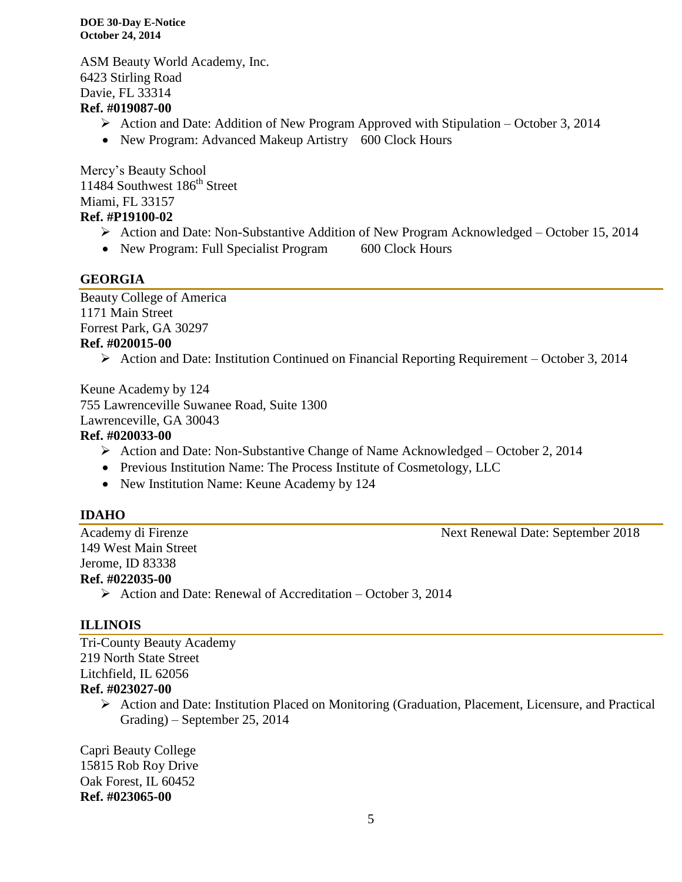ASM Beauty World Academy, Inc.
6423 Stirling Road
Davie, FL 33314
**Ref. #019087-00**

- Action and Date: Addition of New Program Approved with Stipulation – October 3, 2014
  - New Program: Advanced Makeup Artistry 600 Clock Hours

Mercy's Beauty School
11484 Southwest 186th Street
Miami, FL 33157
**Ref. #P19100-02**

- Action and Date: Non-Substantive Addition of New Program Acknowledged – October 15, 2014
  - New Program: Full Specialist Program 600 Clock Hours

## GEORGIA

Beauty College of America
1171 Main Street
Forrest Park, GA 30297
**Ref. #020015-00**

- Action and Date: Institution Continued on Financial Reporting Requirement – October 3, 2014

Keune Academy by 124
755 Lawrenceville Suwanee Road, Suite 1300
Lawrenceville, GA 30043
**Ref. #020033-00**

- Action and Date: Non-Substantive Change of Name Acknowledged – October 2, 2014
  - Previous Institution Name: The Process Institute of Cosmetology, LLC
  - New Institution Name: Keune Academy by 124

## IDAHO

Academy di Firenze — Next Renewal Date: September 2018
149 West Main Street
Jerome, ID 83338
**Ref. #022035-00**

- Action and Date: Renewal of Accreditation – October 3, 2014

## ILLINOIS

Tri-County Beauty Academy
219 North State Street
Litchfield, IL 62056
**Ref. #023027-00**

- Action and Date: Institution Placed on Monitoring (Graduation, Placement, Licensure, and Practical Grading) – September 25, 2014

Capri Beauty College
15815 Rob Roy Drive
Oak Forest, IL 60452
**Ref. #023065-00**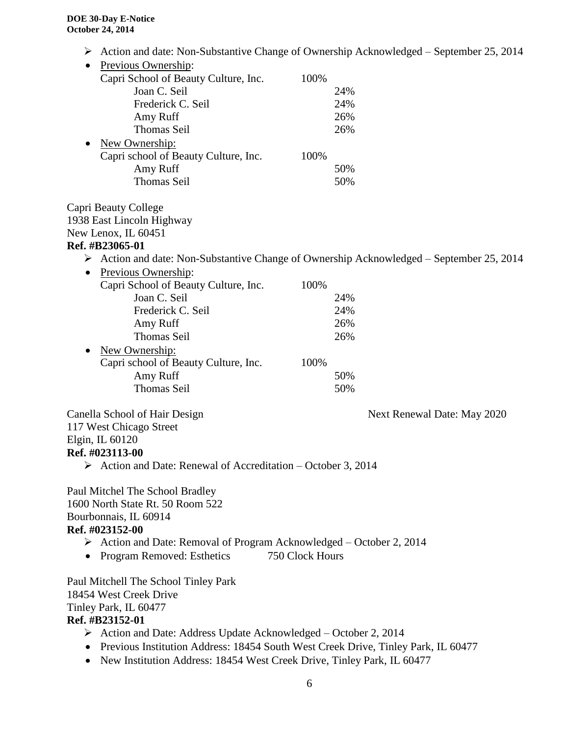- Action and date: Non-Substantive Change of Ownership Acknowledged – September 25, 2014
- Previous Ownership:

| | | |
|---|---|---|
| Capri School of Beauty Culture, Inc. | 100% | |
| Joan C. Seil | | 24% |
| Frederick C. Seil | | 24% |
| Amy Ruff | | 26% |
| Thomas Seil | | 26% |

- New Ownership:

| | | |
|---|---|---|
| Capri school of Beauty Culture, Inc. | 100% | |
| Amy Ruff | | 50% |
| Thomas Seil | | 50% |

Capri Beauty College
1938 East Lincoln Highway
New Lenox, IL 60451
**Ref. #B23065-01**

- Action and date: Non-Substantive Change of Ownership Acknowledged – September 25, 2014
- Previous Ownership:

| | | |
|---|---|---|
| Capri School of Beauty Culture, Inc. | 100% | |
| Joan C. Seil | | 24% |
| Frederick C. Seil | | 24% |
| Amy Ruff | | 26% |
| Thomas Seil | | 26% |

- New Ownership:

| | | |
|---|---|---|
| Capri school of Beauty Culture, Inc. | 100% | |
| Amy Ruff | | 50% |
| Thomas Seil | | 50% |

Canella School of Hair Design — Next Renewal Date: May 2020
117 West Chicago Street
Elgin, IL 60120
**Ref. #023113-00**

- Action and Date: Renewal of Accreditation – October 3, 2014

Paul Mitchel The School Bradley
1600 North State Rt. 50 Room 522
Bourbonnais, IL 60914
**Ref. #023152-00**

- Action and Date: Removal of Program Acknowledged – October 2, 2014
- Program Removed: Esthetics 750 Clock Hours

Paul Mitchell The School Tinley Park
18454 West Creek Drive
Tinley Park, IL 60477
**Ref. #B23152-01**

- Action and Date: Address Update Acknowledged – October 2, 2014
- Previous Institution Address: 18454 South West Creek Drive, Tinley Park, IL 60477
- New Institution Address: 18454 West Creek Drive, Tinley Park, IL 60477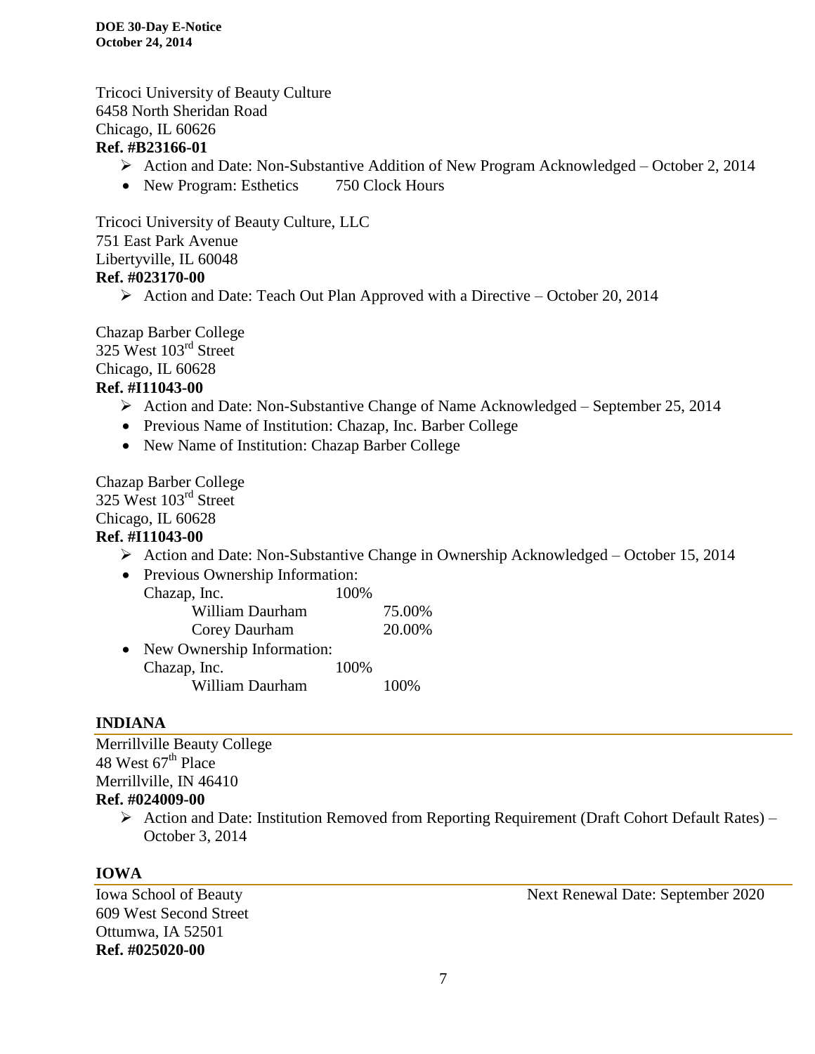Tricoci University of Beauty Culture
6458 North Sheridan Road
Chicago, IL 60626
**Ref. #B23166-01**

- Action and Date: Non-Substantive Addition of New Program Acknowledged – October 2, 2014
- New Program: Esthetics 750 Clock Hours

Tricoci University of Beauty Culture, LLC
751 East Park Avenue
Libertyville, IL 60048
**Ref. #023170-00**

- Action and Date: Teach Out Plan Approved with a Directive – October 20, 2014

Chazap Barber College
325 West 103rd Street
Chicago, IL 60628
**Ref. #I11043-00**

- Action and Date: Non-Substantive Change of Name Acknowledged – September 25, 2014
- Previous Name of Institution: Chazap, Inc. Barber College
- New Name of Institution: Chazap Barber College

Chazap Barber College
325 West 103rd Street
Chicago, IL 60628
**Ref. #I11043-00**

- Action and Date: Non-Substantive Change in Ownership Acknowledged – October 15, 2014
- Previous Ownership Information:
  Chazap, Inc. 100%
    William Daurham 75.00%
    Corey Daurham 20.00%
- New Ownership Information:
  Chazap, Inc. 100%
    William Daurham 100%

## INDIANA

Merrillville Beauty College
48 West 67th Place
Merrillville, IN 46410
**Ref. #024009-00**

- Action and Date: Institution Removed from Reporting Requirement (Draft Cohort Default Rates) – October 3, 2014

## IOWA

Iowa School of Beauty
609 West Second Street
Ottumwa, IA 52501
**Ref. #025020-00**

Next Renewal Date: September 2020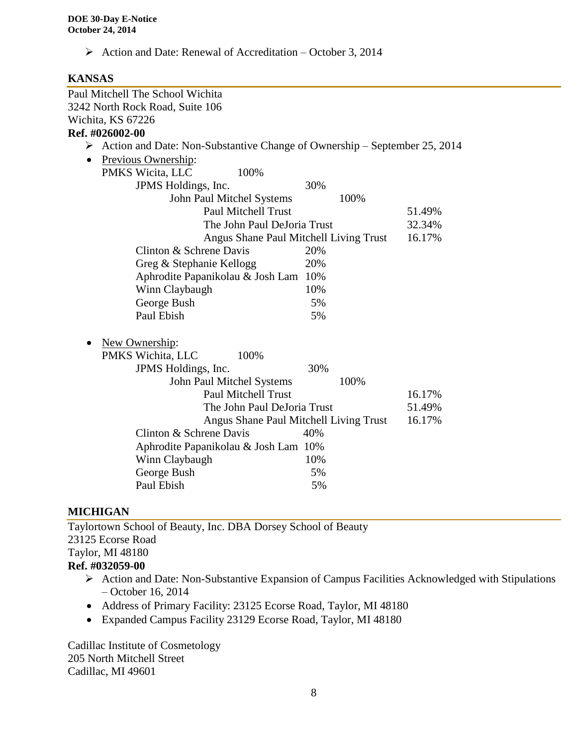- Action and Date: Renewal of Accreditation – October 3, 2014

## KANSAS

Paul Mitchell The School Wichita
3242 North Rock Road, Suite 106
Wichita, KS 67226
**Ref. #026002-00**

- Action and Date: Non-Substantive Change of Ownership – September 25, 2014
- Previous Ownership:

| | | | |
|---|---|---|---|
| PMKS Wicita, LLC 100% | | | |
| JPMS Holdings, Inc. | 30% | | |
| John Paul Mitchel Systems | | 100% | |
| Paul Mitchell Trust | | | 51.49% |
| The John Paul DeJoria Trust | | | 32.34% |
| Angus Shane Paul Mitchell Living Trust | | | 16.17% |
| Clinton & Schrene Davis | 20% | | |
| Greg & Stephanie Kellogg | 20% | | |
| Aphrodite Papanikolau & Josh Lam | 10% | | |
| Winn Claybaugh | 10% | | |
| George Bush | 5% | | |
| Paul Ebish | 5% | | |

- New Ownership:

| | | | |
|---|---|---|---|
| PMKS Wichita, LLC 100% | | | |
| JPMS Holdings, Inc. | 30% | | |
| John Paul Mitchel Systems | | 100% | |
| Paul Mitchell Trust | | | 16.17% |
| The John Paul DeJoria Trust | | | 51.49% |
| Angus Shane Paul Mitchell Living Trust | | | 16.17% |
| Clinton & Schrene Davis | 40% | | |
| Aphrodite Papanikolau & Josh Lam | 10% | | |
| Winn Claybaugh | 10% | | |
| George Bush | 5% | | |
| Paul Ebish | 5% | | |

## MICHIGAN

Taylortown School of Beauty, Inc. DBA Dorsey School of Beauty
23125 Ecorse Road
Taylor, MI 48180
**Ref. #032059-00**

- Action and Date: Non-Substantive Expansion of Campus Facilities Acknowledged with Stipulations – October 16, 2014
- Address of Primary Facility: 23125 Ecorse Road, Taylor, MI 48180
- Expanded Campus Facility 23129 Ecorse Road, Taylor, MI 48180

Cadillac Institute of Cosmetology
205 North Mitchell Street
Cadillac, MI 49601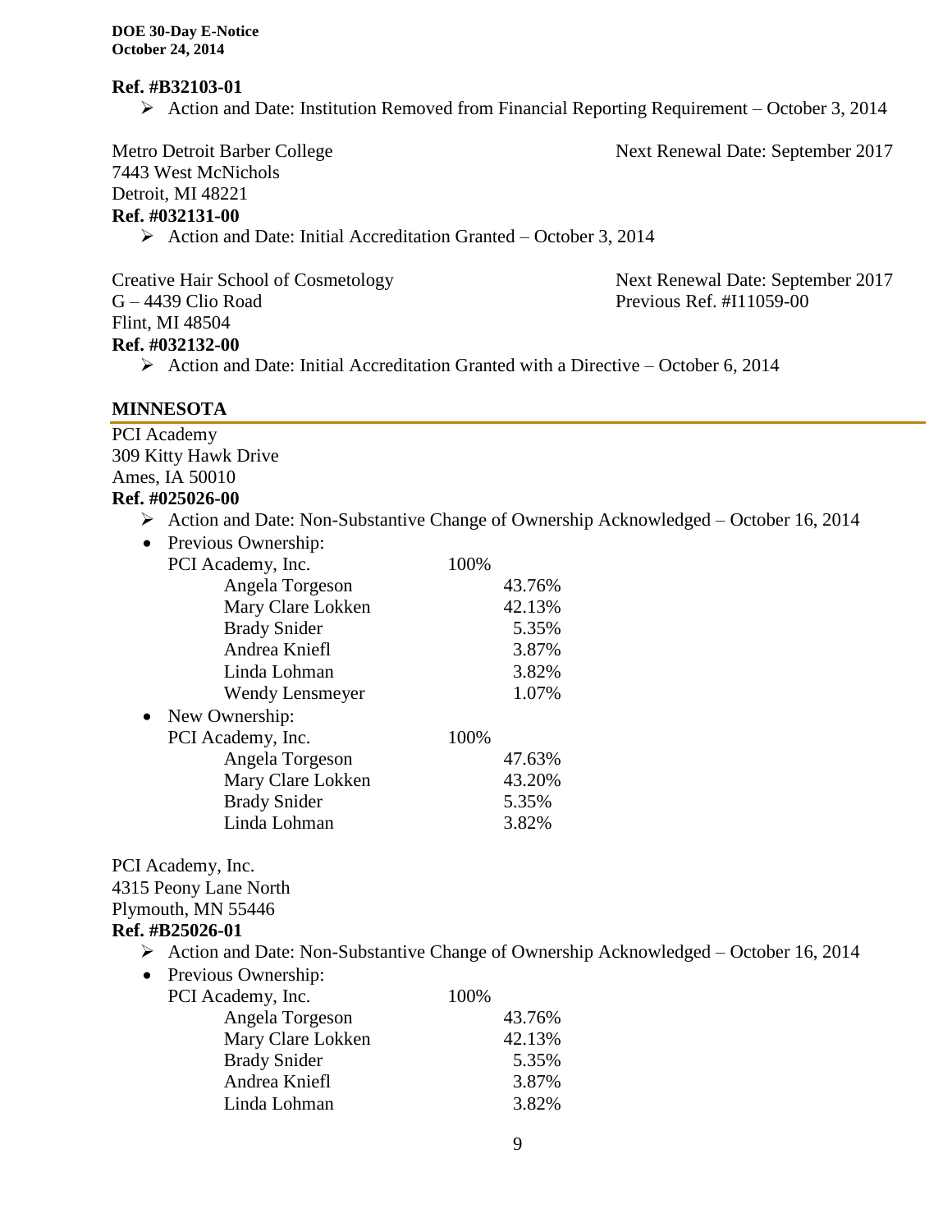**Ref. #B32103-01**

- ➢ Action and Date: Institution Removed from Financial Reporting Requirement – October 3, 2014

Metro Detroit Barber College
7443 West McNichols
Detroit, MI 48221
Next Renewal Date: September 2017

**Ref. #032131-00**

- ➢ Action and Date: Initial Accreditation Granted – October 3, 2014

Creative Hair School of Cosmetology
G – 4439 Clio Road
Flint, MI 48504
Next Renewal Date: September 2017
Previous Ref. #I11059-00

**Ref. #032132-00**

- ➢ Action and Date: Initial Accreditation Granted with a Directive – October 6, 2014

## MINNESOTA

PCI Academy
309 Kitty Hawk Drive
Ames, IA 50010

**Ref. #025026-00**

- ➢ Action and Date: Non-Substantive Change of Ownership Acknowledged – October 16, 2014
- Previous Ownership:

| | | |
|---|---|---|
| PCI Academy, Inc. | 100% | |
| Angela Torgeson | | 43.76% |
| Mary Clare Lokken | | 42.13% |
| Brady Snider | | 5.35% |
| Andrea Kniefl | | 3.87% |
| Linda Lohman | | 3.82% |
| Wendy Lensmeyer | | 1.07% |

- New Ownership:

| | | |
|---|---|---|
| PCI Academy, Inc. | 100% | |
| Angela Torgeson | | 47.63% |
| Mary Clare Lokken | | 43.20% |
| Brady Snider | | 5.35% |
| Linda Lohman | | 3.82% |

PCI Academy, Inc.
4315 Peony Lane North
Plymouth, MN 55446

**Ref. #B25026-01**

- ➢ Action and Date: Non-Substantive Change of Ownership Acknowledged – October 16, 2014
- Previous Ownership:

| | | |
|---|---|---|
| PCI Academy, Inc. | 100% | |
| Angela Torgeson | | 43.76% |
| Mary Clare Lokken | | 42.13% |
| Brady Snider | | 5.35% |
| Andrea Kniefl | | 3.87% |
| Linda Lohman | | 3.82% |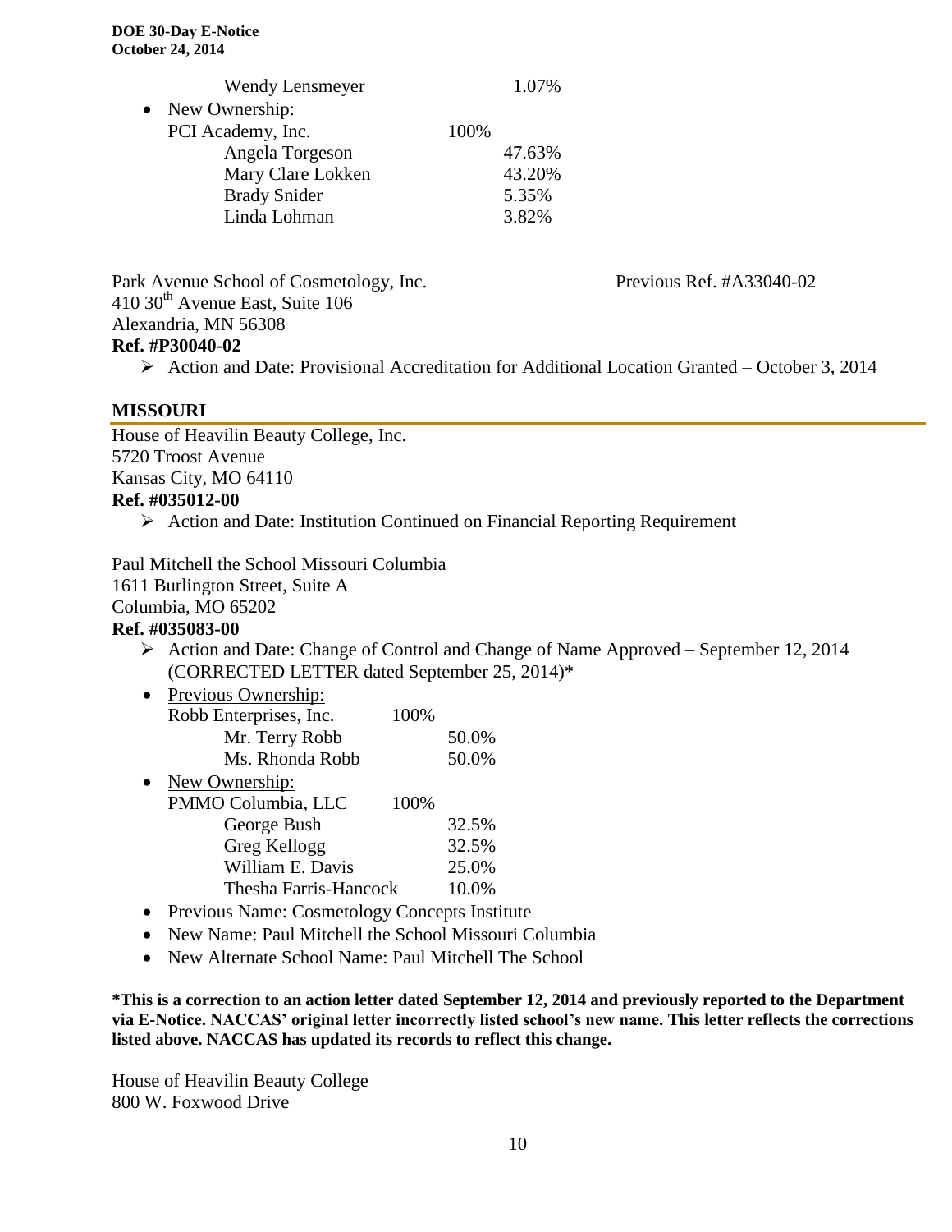Wendy Lensmeyer 1.07%

- New Ownership:

  PCI Academy, Inc. 100%

  | | |
  |---|---|
  | Angela Torgeson | 47.63% |
  | Mary Clare Lokken | 43.20% |
  | Brady Snider | 5.35% |
  | Linda Lohman | 3.82% |

Park Avenue School of Cosmetology, Inc. Previous Ref. #A33040-02
410 30th Avenue East, Suite 106
Alexandria, MN 56308
**Ref. #P30040-02**

- Action and Date: Provisional Accreditation for Additional Location Granted – October 3, 2014

## MISSOURI

House of Heavilin Beauty College, Inc.
5720 Troost Avenue
Kansas City, MO 64110
**Ref. #035012-00**

- Action and Date: Institution Continued on Financial Reporting Requirement

Paul Mitchell the School Missouri Columbia
1611 Burlington Street, Suite A
Columbia, MO 65202
**Ref. #035083-00**

- Action and Date: Change of Control and Change of Name Approved – September 12, 2014 (CORRECTED LETTER dated September 25, 2014)*

- Previous Ownership:

  Robb Enterprises, Inc. 100%

  | | |
  |---|---|
  | Mr. Terry Robb | 50.0% |
  | Ms. Rhonda Robb | 50.0% |

- New Ownership:

  PMMO Columbia, LLC 100%

  | | |
  |---|---|
  | George Bush | 32.5% |
  | Greg Kellogg | 32.5% |
  | William E. Davis | 25.0% |
  | Thesha Farris-Hancock | 10.0% |

- Previous Name: Cosmetology Concepts Institute
- New Name: Paul Mitchell the School Missouri Columbia
- New Alternate School Name: Paul Mitchell The School

**\*This is a correction to an action letter dated September 12, 2014 and previously reported to the Department via E-Notice. NACCAS' original letter incorrectly listed school's new name. This letter reflects the corrections listed above. NACCAS has updated its records to reflect this change.**

House of Heavilin Beauty College
800 W. Foxwood Drive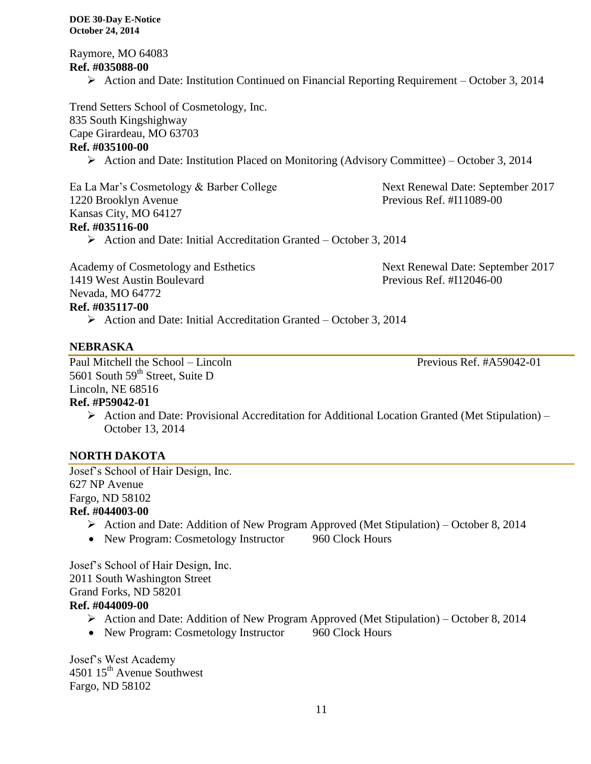Raymore, MO 64083
**Ref. #035088-00**

- Action and Date: Institution Continued on Financial Reporting Requirement – October 3, 2014

Trend Setters School of Cosmetology, Inc.
835 South Kingshighway
Cape Girardeau, MO 63703
**Ref. #035100-00**

- Action and Date: Institution Placed on Monitoring (Advisory Committee) – October 3, 2014

Ea La Mar's Cosmetology & Barber College
1220 Brooklyn Avenue
Kansas City, MO 64127
Next Renewal Date: September 2017
Previous Ref. #I11089-00
**Ref. #035116-00**

- Action and Date: Initial Accreditation Granted – October 3, 2014

Academy of Cosmetology and Esthetics
1419 West Austin Boulevard
Nevada, MO 64772
Next Renewal Date: September 2017
Previous Ref. #I12046-00
**Ref. #035117-00**

- Action and Date: Initial Accreditation Granted – October 3, 2014

## NEBRASKA

Paul Mitchell the School – Lincoln
5601 South 59th Street, Suite D
Lincoln, NE 68516
Previous Ref. #A59042-01
**Ref. #P59042-01**

- Action and Date: Provisional Accreditation for Additional Location Granted (Met Stipulation) – October 13, 2014

## NORTH DAKOTA

Josef's School of Hair Design, Inc.
627 NP Avenue
Fargo, ND 58102
**Ref. #044003-00**

- Action and Date: Addition of New Program Approved (Met Stipulation) – October 8, 2014
- New Program: Cosmetology Instructor 960 Clock Hours

Josef's School of Hair Design, Inc.
2011 South Washington Street
Grand Forks, ND 58201
**Ref. #044009-00**

- Action and Date: Addition of New Program Approved (Met Stipulation) – October 8, 2014
- New Program: Cosmetology Instructor 960 Clock Hours

Josef's West Academy
4501 15th Avenue Southwest
Fargo, ND 58102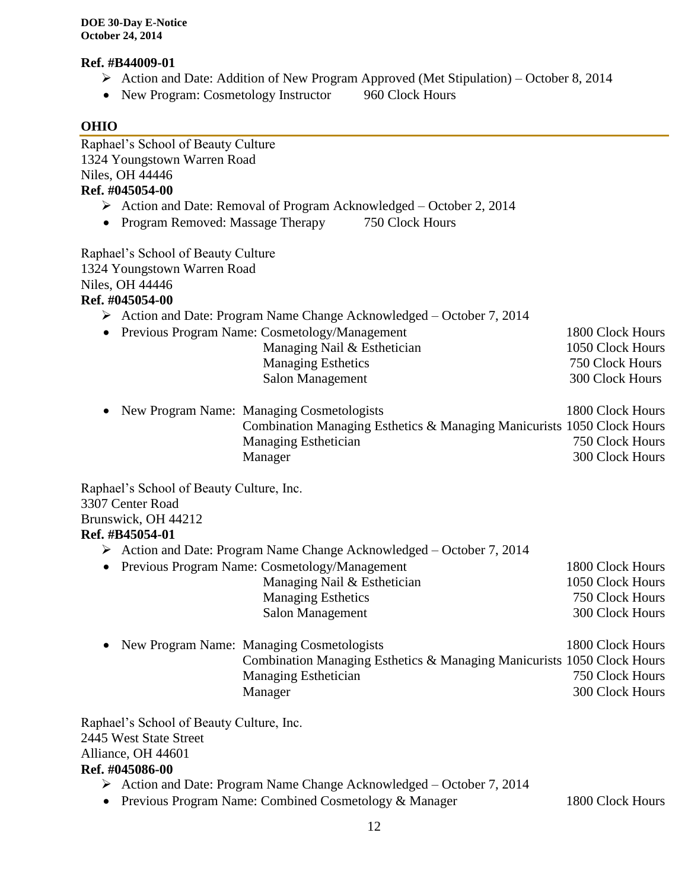**Ref. #B44009-01**

- ➢ Action and Date: Addition of New Program Approved (Met Stipulation) – October 8, 2014
- New Program: Cosmetology Instructor 960 Clock Hours

## OHIO

Raphael's School of Beauty Culture
1324 Youngstown Warren Road
Niles, OH 44446
**Ref. #045054-00**

- ➢ Action and Date: Removal of Program Acknowledged – October 2, 2014
- Program Removed: Massage Therapy 750 Clock Hours

Raphael's School of Beauty Culture
1324 Youngstown Warren Road
Niles, OH 44446
**Ref. #045054-00**

- ➢ Action and Date: Program Name Change Acknowledged – October 7, 2014
- Previous Program Name: Cosmetology/Management 1800 Clock Hours
  Managing Nail & Esthetician 1050 Clock Hours
  Managing Esthetics 750 Clock Hours
  Salon Management 300 Clock Hours

- New Program Name: Managing Cosmetologists 1800 Clock Hours
  Combination Managing Esthetics & Managing Manicurists 1050 Clock Hours
  Managing Esthetician 750 Clock Hours
  Manager 300 Clock Hours

Raphael's School of Beauty Culture, Inc.
3307 Center Road
Brunswick, OH 44212
**Ref. #B45054-01**

- ➢ Action and Date: Program Name Change Acknowledged – October 7, 2014
- Previous Program Name: Cosmetology/Management 1800 Clock Hours
  Managing Nail & Esthetician 1050 Clock Hours
  Managing Esthetics 750 Clock Hours
  Salon Management 300 Clock Hours

- New Program Name: Managing Cosmetologists 1800 Clock Hours
  Combination Managing Esthetics & Managing Manicurists 1050 Clock Hours
  Managing Esthetician 750 Clock Hours
  Manager 300 Clock Hours

Raphael's School of Beauty Culture, Inc.
2445 West State Street
Alliance, OH 44601
**Ref. #045086-00**

- ➢ Action and Date: Program Name Change Acknowledged – October 7, 2014
- Previous Program Name: Combined Cosmetology & Manager 1800 Clock Hours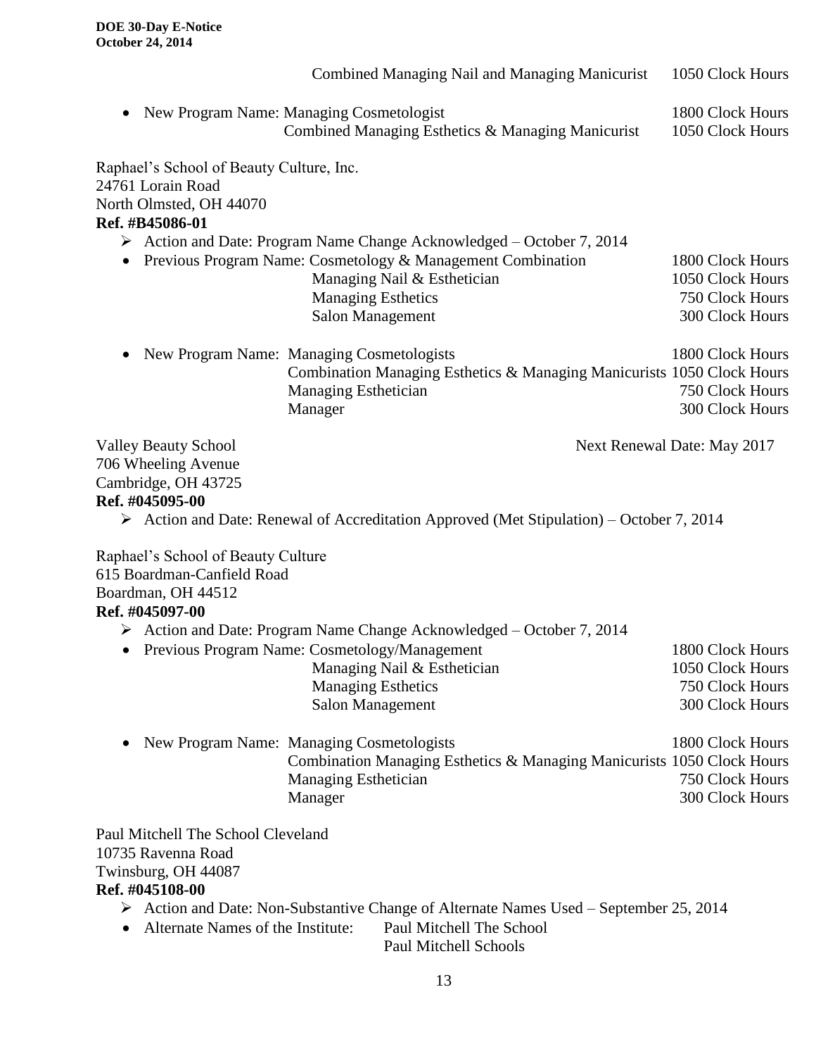Combined Managing Nail and Managing Manicurist 1050 Clock Hours

- New Program Name: Managing Cosmetologist 1800 Clock Hours
  Combined Managing Esthetics & Managing Manicurist 1050 Clock Hours

Raphael's School of Beauty Culture, Inc.
24761 Lorain Road
North Olmsted, OH 44070
**Ref. #B45086-01**

- ➢ Action and Date: Program Name Change Acknowledged – October 7, 2014
- Previous Program Name: Cosmetology & Management Combination 1800 Clock Hours
  Managing Nail & Esthetician 1050 Clock Hours
  Managing Esthetics 750 Clock Hours
  Salon Management 300 Clock Hours

- New Program Name: Managing Cosmetologists 1800 Clock Hours
  Combination Managing Esthetics & Managing Manicurists 1050 Clock Hours
  Managing Esthetician 750 Clock Hours
  Manager 300 Clock Hours

Valley Beauty School Next Renewal Date: May 2017
706 Wheeling Avenue
Cambridge, OH 43725
**Ref. #045095-00**

- ➢ Action and Date: Renewal of Accreditation Approved (Met Stipulation) – October 7, 2014

Raphael's School of Beauty Culture
615 Boardman-Canfield Road
Boardman, OH 44512
**Ref. #045097-00**

- ➢ Action and Date: Program Name Change Acknowledged – October 7, 2014
- Previous Program Name: Cosmetology/Management 1800 Clock Hours
  Managing Nail & Esthetician 1050 Clock Hours
  Managing Esthetics 750 Clock Hours
  Salon Management 300 Clock Hours

- New Program Name: Managing Cosmetologists 1800 Clock Hours
  Combination Managing Esthetics & Managing Manicurists 1050 Clock Hours
  Managing Esthetician 750 Clock Hours
  Manager 300 Clock Hours

Paul Mitchell The School Cleveland
10735 Ravenna Road
Twinsburg, OH 44087
**Ref. #045108-00**

- ➢ Action and Date: Non-Substantive Change of Alternate Names Used – September 25, 2014
- Alternate Names of the Institute: Paul Mitchell The School
  Paul Mitchell Schools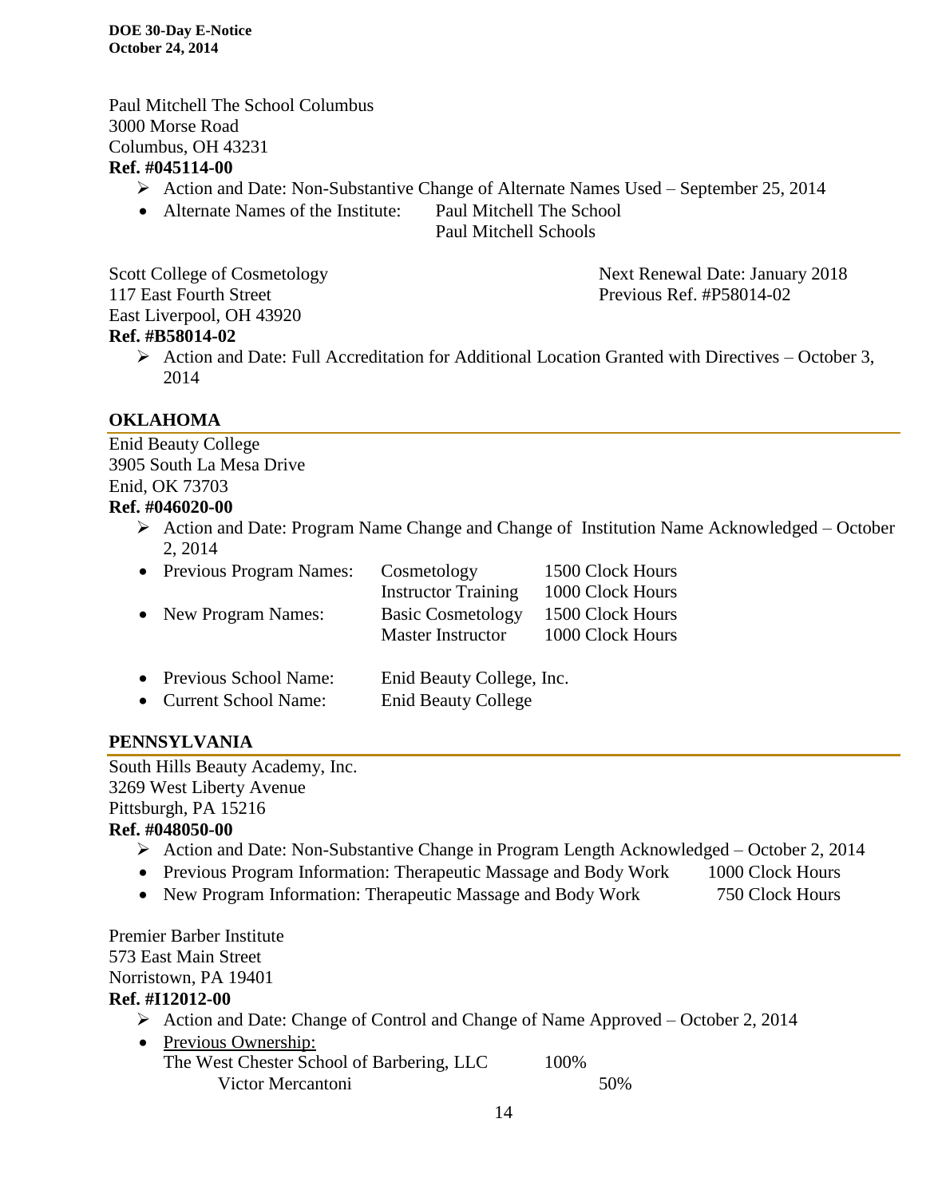Paul Mitchell The School Columbus
3000 Morse Road
Columbus, OH 43231
**Ref. #045114-00**

- Action and Date: Non-Substantive Change of Alternate Names Used – September 25, 2014
- Alternate Names of the Institute: Paul Mitchell The School
  Paul Mitchell Schools

Scott College of Cosmetology
117 East Fourth Street
East Liverpool, OH 43920
**Ref. #B58014-02**

Next Renewal Date: January 2018
Previous Ref. #P58014-02

- Action and Date: Full Accreditation for Additional Location Granted with Directives – October 3, 2014

## OKLAHOMA

Enid Beauty College
3905 South La Mesa Drive
Enid, OK 73703
**Ref. #046020-00**

- Action and Date: Program Name Change and Change of Institution Name Acknowledged – October 2, 2014

| | | |
|---|---|---|
| • Previous Program Names: | Cosmetology | 1500 Clock Hours |
| | Instructor Training | 1000 Clock Hours |
| • New Program Names: | Basic Cosmetology | 1500 Clock Hours |
| | Master Instructor | 1000 Clock Hours |

- Previous School Name: Enid Beauty College, Inc.
- Current School Name: Enid Beauty College

## PENNSYLVANIA

South Hills Beauty Academy, Inc.
3269 West Liberty Avenue
Pittsburgh, PA 15216
**Ref. #048050-00**

- Action and Date: Non-Substantive Change in Program Length Acknowledged – October 2, 2014
- Previous Program Information: Therapeutic Massage and Body Work 1000 Clock Hours
- New Program Information: Therapeutic Massage and Body Work 750 Clock Hours

Premier Barber Institute
573 East Main Street
Norristown, PA 19401
**Ref. #I12012-00**

- Action and Date: Change of Control and Change of Name Approved – October 2, 2014
- Previous Ownership:
  The West Chester School of Barbering, LLC 100%
  Victor Mercantoni 50%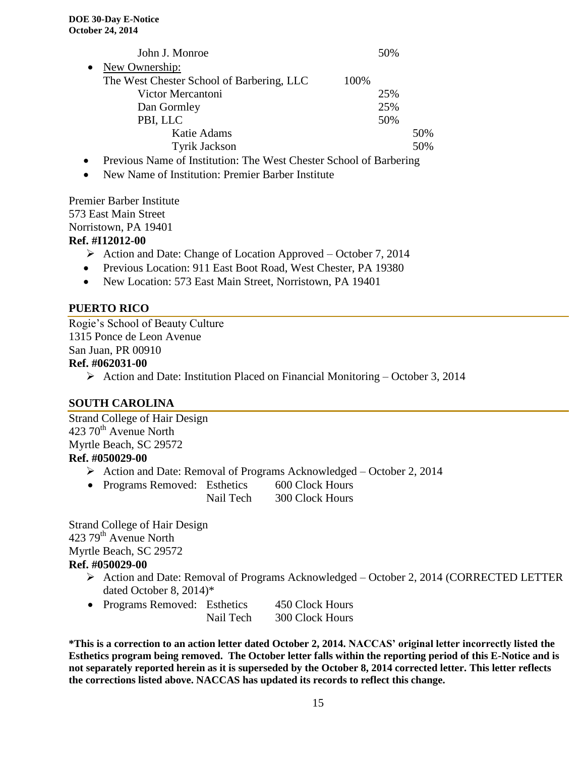John J. Monroe 50%

- New Ownership:
  The West Chester School of Barbering, LLC 100%
  - Victor Mercantoni 25%
  - Dan Gormley 25%
  - PBI, LLC 50%
    - Katie Adams 50%
    - Tyrik Jackson 50%
- Previous Name of Institution: The West Chester School of Barbering
- New Name of Institution: Premier Barber Institute

Premier Barber Institute
573 East Main Street
Norristown, PA 19401
**Ref. #I12012-00**

- Action and Date: Change of Location Approved – October 7, 2014
- Previous Location: 911 East Boot Road, West Chester, PA 19380
- New Location: 573 East Main Street, Norristown, PA 19401

## PUERTO RICO

Rogie's School of Beauty Culture
1315 Ponce de Leon Avenue
San Juan, PR 00910
**Ref. #062031-00**

- Action and Date: Institution Placed on Financial Monitoring – October 3, 2014

## SOUTH CAROLINA

Strand College of Hair Design
423 70th Avenue North
Myrtle Beach, SC 29572
**Ref. #050029-00**

- Action and Date: Removal of Programs Acknowledged – October 2, 2014
- Programs Removed: Esthetics 600 Clock Hours
  Nail Tech 300 Clock Hours

Strand College of Hair Design
423 79th Avenue North
Myrtle Beach, SC 29572
**Ref. #050029-00**

- Action and Date: Removal of Programs Acknowledged – October 2, 2014 (CORRECTED LETTER dated October 8, 2014)*
- Programs Removed: Esthetics 450 Clock Hours
  Nail Tech 300 Clock Hours

**\*This is a correction to an action letter dated October 2, 2014. NACCAS' original letter incorrectly listed the Esthetics program being removed. The October letter falls within the reporting period of this E-Notice and is not separately reported herein as it is superseded by the October 8, 2014 corrected letter. This letter reflects the corrections listed above. NACCAS has updated its records to reflect this change.**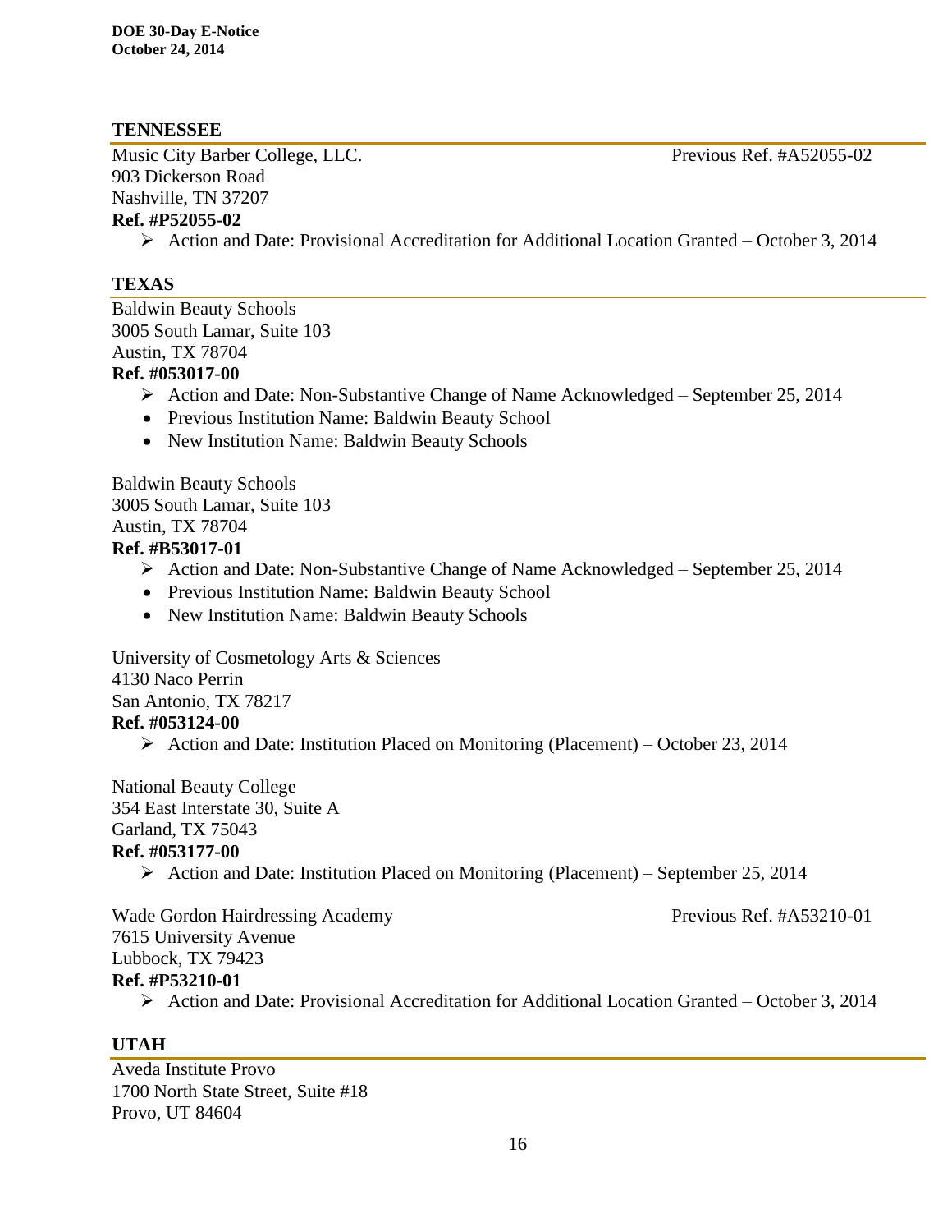## TENNESSEE

Music City Barber College, LLC. Previous Ref. #A52055-02
903 Dickerson Road
Nashville, TN 37207
**Ref. #P52055-02**

- Action and Date: Provisional Accreditation for Additional Location Granted – October 3, 2014

## TEXAS

Baldwin Beauty Schools
3005 South Lamar, Suite 103
Austin, TX 78704
**Ref. #053017-00**

- Action and Date: Non-Substantive Change of Name Acknowledged – September 25, 2014
  - Previous Institution Name: Baldwin Beauty School
  - New Institution Name: Baldwin Beauty Schools

Baldwin Beauty Schools
3005 South Lamar, Suite 103
Austin, TX 78704
**Ref. #B53017-01**

- Action and Date: Non-Substantive Change of Name Acknowledged – September 25, 2014
  - Previous Institution Name: Baldwin Beauty School
  - New Institution Name: Baldwin Beauty Schools

University of Cosmetology Arts & Sciences
4130 Naco Perrin
San Antonio, TX 78217
**Ref. #053124-00**

- Action and Date: Institution Placed on Monitoring (Placement) – October 23, 2014

National Beauty College
354 East Interstate 30, Suite A
Garland, TX 75043
**Ref. #053177-00**

- Action and Date: Institution Placed on Monitoring (Placement) – September 25, 2014

Wade Gordon Hairdressing Academy Previous Ref. #A53210-01
7615 University Avenue
Lubbock, TX 79423
**Ref. #P53210-01**

- Action and Date: Provisional Accreditation for Additional Location Granted – October 3, 2014

## UTAH

Aveda Institute Provo
1700 North State Street, Suite #18
Provo, UT 84604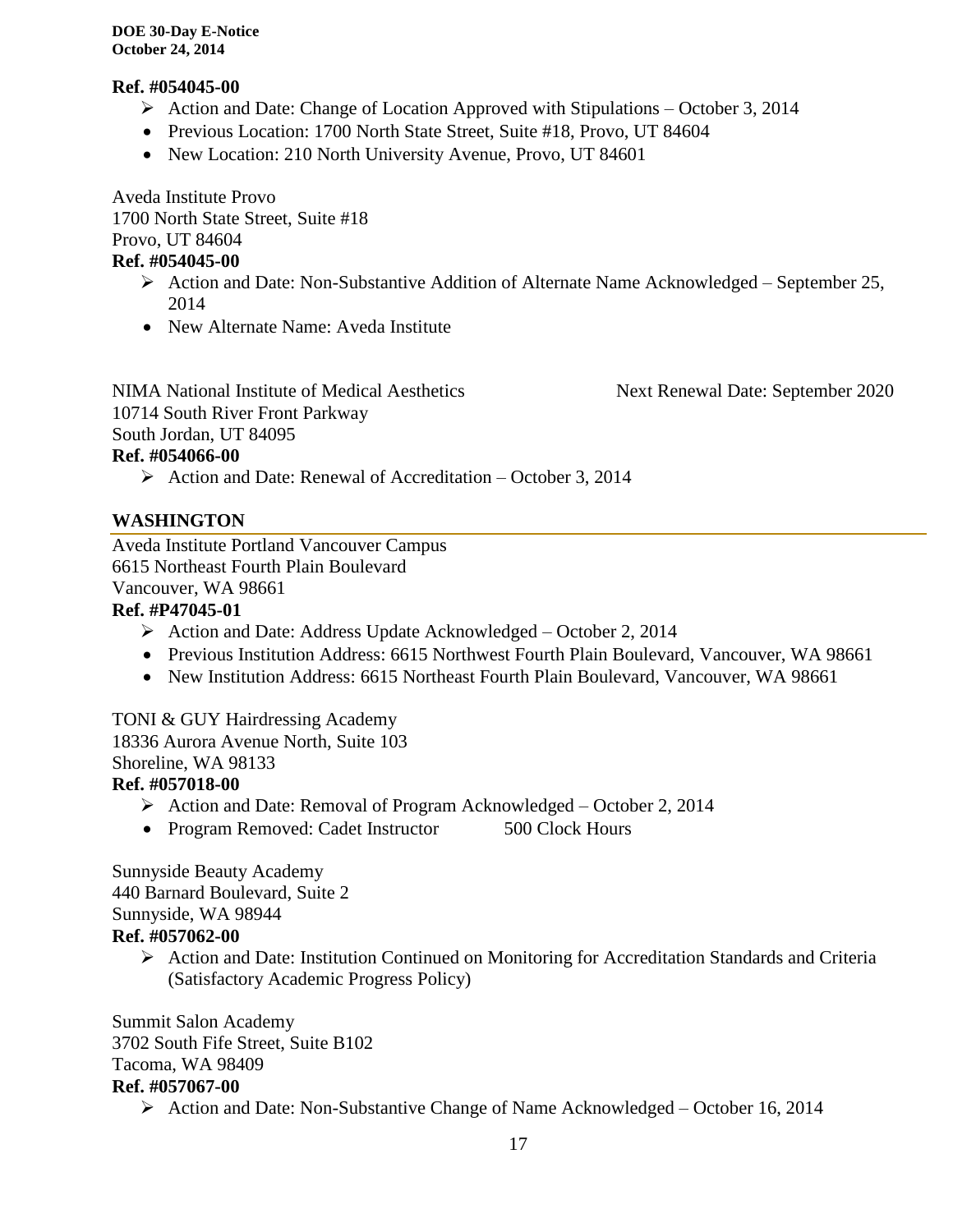**Ref. #054045-00**

- Action and Date: Change of Location Approved with Stipulations – October 3, 2014
- Previous Location: 1700 North State Street, Suite #18, Provo, UT 84604
- New Location: 210 North University Avenue, Provo, UT 84601

Aveda Institute Provo
1700 North State Street, Suite #18
Provo, UT 84604
**Ref. #054045-00**

- Action and Date: Non-Substantive Addition of Alternate Name Acknowledged – September 25, 2014
- New Alternate Name: Aveda Institute

NIMA National Institute of Medical Aesthetics — Next Renewal Date: September 2020
10714 South River Front Parkway
South Jordan, UT 84095
**Ref. #054066-00**

- Action and Date: Renewal of Accreditation – October 3, 2014

## WASHINGTON

Aveda Institute Portland Vancouver Campus
6615 Northeast Fourth Plain Boulevard
Vancouver, WA 98661
**Ref. #P47045-01**

- Action and Date: Address Update Acknowledged – October 2, 2014
- Previous Institution Address: 6615 Northwest Fourth Plain Boulevard, Vancouver, WA 98661
- New Institution Address: 6615 Northeast Fourth Plain Boulevard, Vancouver, WA 98661

TONI & GUY Hairdressing Academy
18336 Aurora Avenue North, Suite 103
Shoreline, WA 98133
**Ref. #057018-00**

- Action and Date: Removal of Program Acknowledged – October 2, 2014
- Program Removed: Cadet Instructor 500 Clock Hours

Sunnyside Beauty Academy
440 Barnard Boulevard, Suite 2
Sunnyside, WA 98944
**Ref. #057062-00**

- Action and Date: Institution Continued on Monitoring for Accreditation Standards and Criteria (Satisfactory Academic Progress Policy)

Summit Salon Academy
3702 South Fife Street, Suite B102
Tacoma, WA 98409
**Ref. #057067-00**

- Action and Date: Non-Substantive Change of Name Acknowledged – October 16, 2014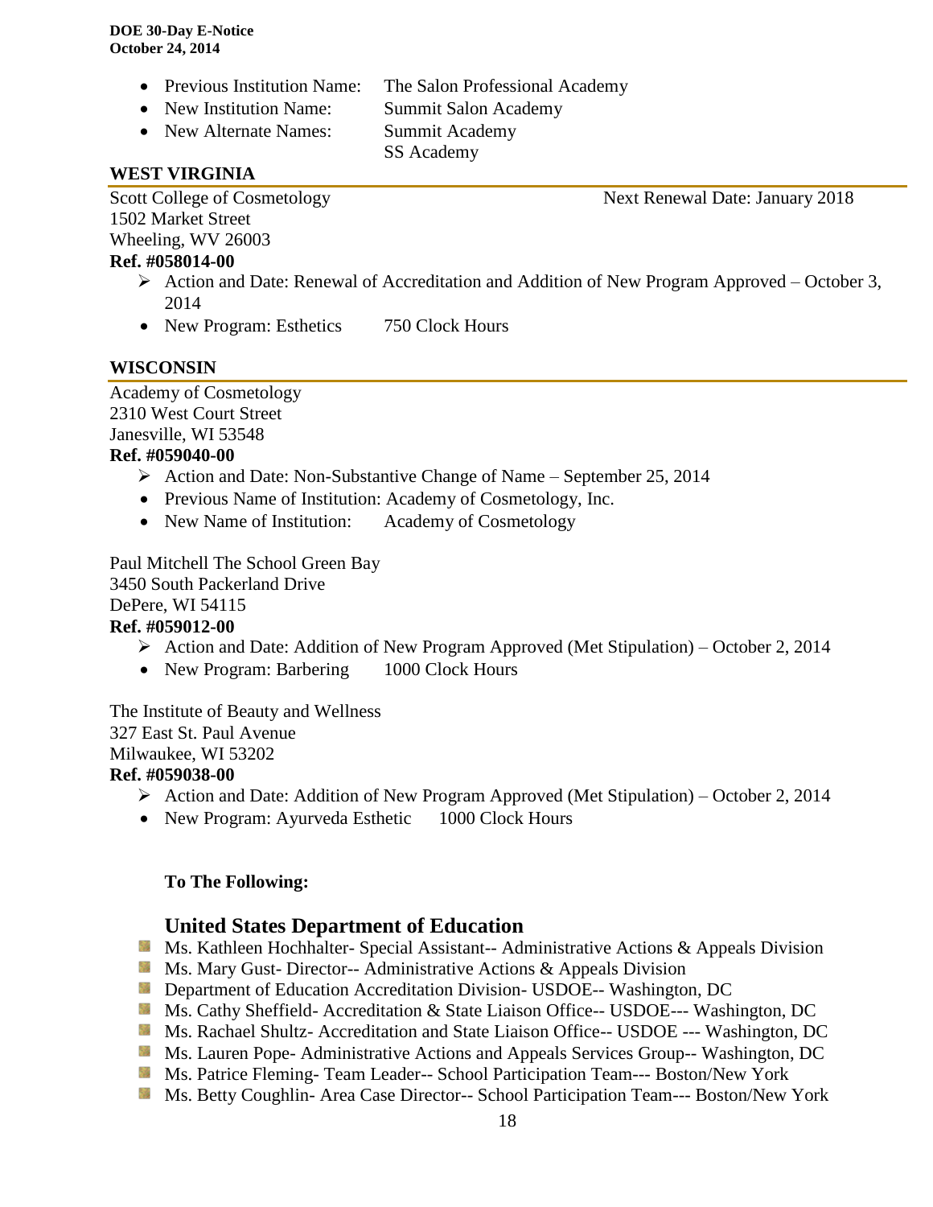- Previous Institution Name: The Salon Professional Academy
- New Institution Name: Summit Salon Academy
- New Alternate Names: Summit Academy
  SS Academy

## WEST VIRGINIA

Scott College of Cosmetology — Next Renewal Date: January 2018
1502 Market Street
Wheeling, WV 26003
**Ref. #058014-00**

- Action and Date: Renewal of Accreditation and Addition of New Program Approved – October 3, 2014
- New Program: Esthetics 750 Clock Hours

## WISCONSIN

Academy of Cosmetology
2310 West Court Street
Janesville, WI 53548
**Ref. #059040-00**

- Action and Date: Non-Substantive Change of Name – September 25, 2014
- Previous Name of Institution: Academy of Cosmetology, Inc.
- New Name of Institution: Academy of Cosmetology

Paul Mitchell The School Green Bay
3450 South Packerland Drive
DePere, WI 54115
**Ref. #059012-00**

- Action and Date: Addition of New Program Approved (Met Stipulation) – October 2, 2014
- New Program: Barbering 1000 Clock Hours

The Institute of Beauty and Wellness
327 East St. Paul Avenue
Milwaukee, WI 53202
**Ref. #059038-00**

- Action and Date: Addition of New Program Approved (Met Stipulation) – October 2, 2014
- New Program: Ayurveda Esthetic 1000 Clock Hours

**To The Following:**

## United States Department of Education

- Ms. Kathleen Hochhalter- Special Assistant-- Administrative Actions & Appeals Division
- Ms. Mary Gust- Director-- Administrative Actions & Appeals Division
- Department of Education Accreditation Division- USDOE-- Washington, DC
- Ms. Cathy Sheffield- Accreditation & State Liaison Office-- USDOE--- Washington, DC
- Ms. Rachael Shultz- Accreditation and State Liaison Office-- USDOE --- Washington, DC
- Ms. Lauren Pope- Administrative Actions and Appeals Services Group-- Washington, DC
- Ms. Patrice Fleming- Team Leader-- School Participation Team--- Boston/New York
- Ms. Betty Coughlin- Area Case Director-- School Participation Team--- Boston/New York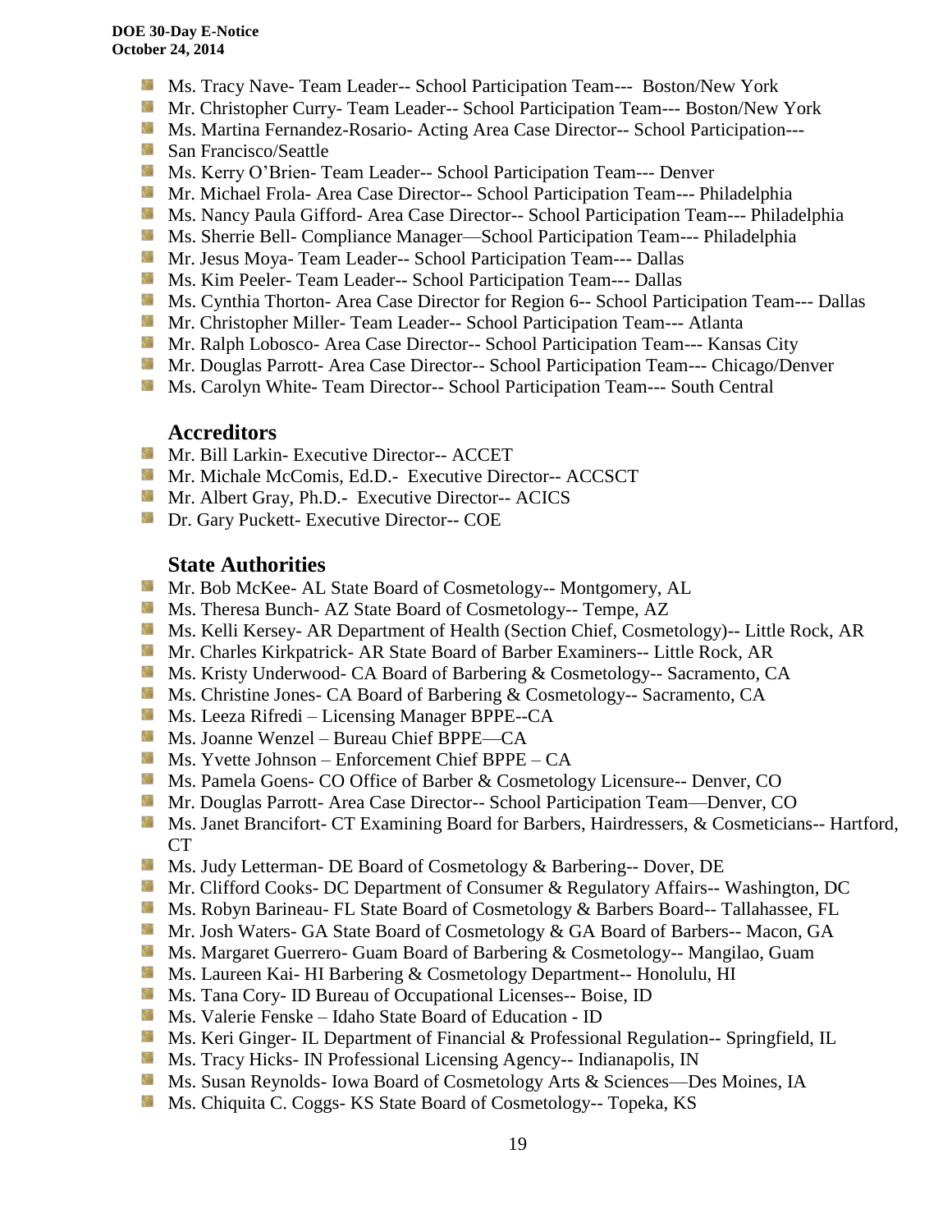- Ms. Tracy Nave- Team Leader-- School Participation Team--- Boston/New York
- Mr. Christopher Curry- Team Leader-- School Participation Team--- Boston/New York
- Ms. Martina Fernandez-Rosario- Acting Area Case Director-- School Participation---
- San Francisco/Seattle
- Ms. Kerry O'Brien- Team Leader-- School Participation Team--- Denver
- Mr. Michael Frola- Area Case Director-- School Participation Team--- Philadelphia
- Ms. Nancy Paula Gifford- Area Case Director-- School Participation Team--- Philadelphia
- Ms. Sherrie Bell- Compliance Manager—School Participation Team--- Philadelphia
- Mr. Jesus Moya- Team Leader-- School Participation Team--- Dallas
- Ms. Kim Peeler- Team Leader-- School Participation Team--- Dallas
- Ms. Cynthia Thorton- Area Case Director for Region 6-- School Participation Team--- Dallas
- Mr. Christopher Miller- Team Leader-- School Participation Team--- Atlanta
- Mr. Ralph Lobosco- Area Case Director-- School Participation Team--- Kansas City
- Mr. Douglas Parrott- Area Case Director-- School Participation Team--- Chicago/Denver
- Ms. Carolyn White- Team Director-- School Participation Team--- South Central

## Accreditors

- Mr. Bill Larkin- Executive Director-- ACCET
- Mr. Michale McComis, Ed.D.- Executive Director-- ACCSCT
- Mr. Albert Gray, Ph.D.- Executive Director-- ACICS
- Dr. Gary Puckett- Executive Director-- COE

## State Authorities

- Mr. Bob McKee- AL State Board of Cosmetology-- Montgomery, AL
- Ms. Theresa Bunch- AZ State Board of Cosmetology-- Tempe, AZ
- Ms. Kelli Kersey- AR Department of Health (Section Chief, Cosmetology)-- Little Rock, AR
- Mr. Charles Kirkpatrick- AR State Board of Barber Examiners-- Little Rock, AR
- Ms. Kristy Underwood- CA Board of Barbering & Cosmetology-- Sacramento, CA
- Ms. Christine Jones- CA Board of Barbering & Cosmetology-- Sacramento, CA
- Ms. Leeza Rifredi – Licensing Manager BPPE--CA
- Ms. Joanne Wenzel – Bureau Chief BPPE—CA
- Ms. Yvette Johnson – Enforcement Chief BPPE – CA
- Ms. Pamela Goens- CO Office of Barber & Cosmetology Licensure-- Denver, CO
- Mr. Douglas Parrott- Area Case Director-- School Participation Team—Denver, CO
- Ms. Janet Brancifort- CT Examining Board for Barbers, Hairdressers, & Cosmeticians-- Hartford, CT
- Ms. Judy Letterman- DE Board of Cosmetology & Barbering-- Dover, DE
- Mr. Clifford Cooks- DC Department of Consumer & Regulatory Affairs-- Washington, DC
- Ms. Robyn Barineau- FL State Board of Cosmetology & Barbers Board-- Tallahassee, FL
- Mr. Josh Waters- GA State Board of Cosmetology & GA Board of Barbers-- Macon, GA
- Ms. Margaret Guerrero- Guam Board of Barbering & Cosmetology-- Mangilao, Guam
- Ms. Laureen Kai- HI Barbering & Cosmetology Department-- Honolulu, HI
- Ms. Tana Cory- ID Bureau of Occupational Licenses-- Boise, ID
- Ms. Valerie Fenske – Idaho State Board of Education - ID
- Ms. Keri Ginger- IL Department of Financial & Professional Regulation-- Springfield, IL
- Ms. Tracy Hicks- IN Professional Licensing Agency-- Indianapolis, IN
- Ms. Susan Reynolds- Iowa Board of Cosmetology Arts & Sciences—Des Moines, IA
- Ms. Chiquita C. Coggs- KS State Board of Cosmetology-- Topeka, KS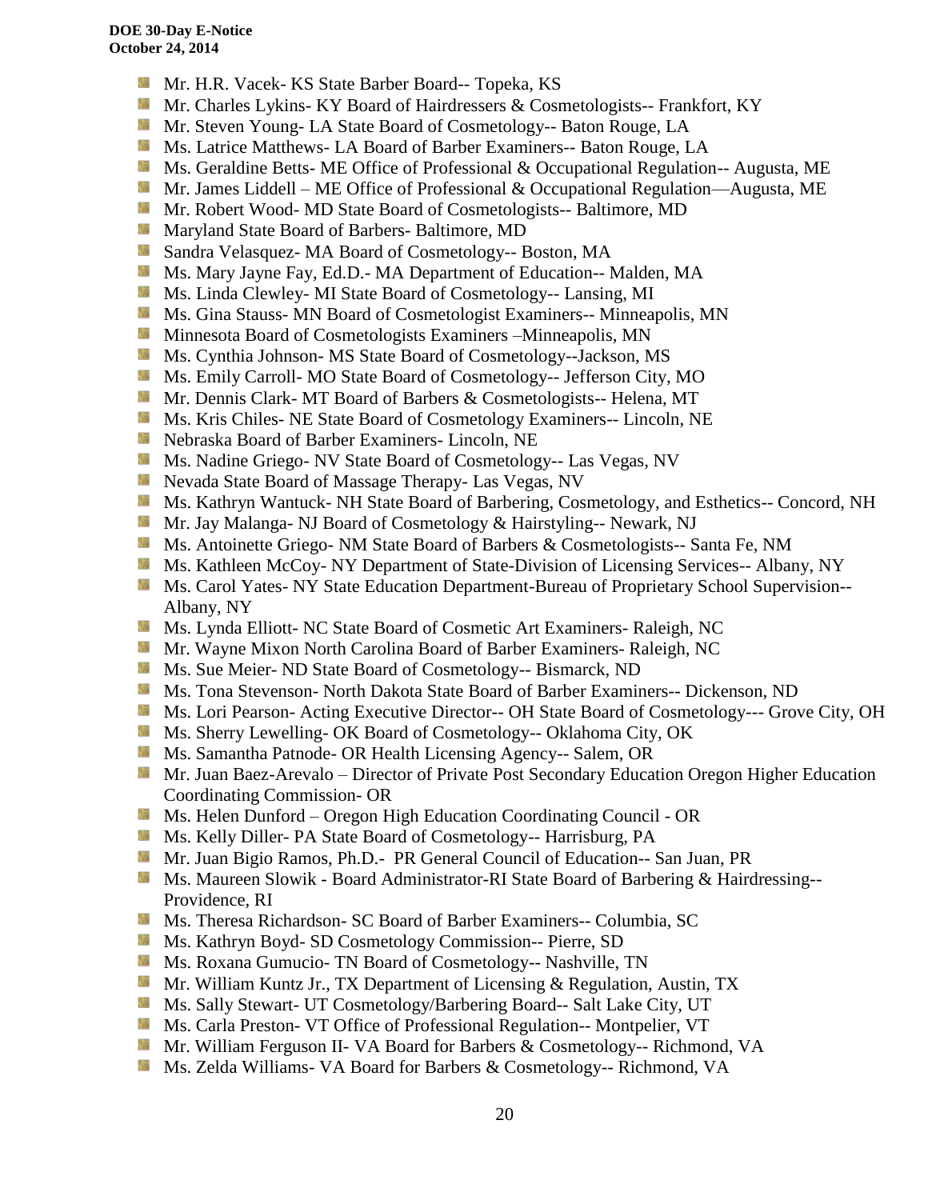- Mr. H.R. Vacek- KS State Barber Board-- Topeka, KS
- Mr. Charles Lykins- KY Board of Hairdressers & Cosmetologists-- Frankfort, KY
- Mr. Steven Young- LA State Board of Cosmetology-- Baton Rouge, LA
- Ms. Latrice Matthews- LA Board of Barber Examiners-- Baton Rouge, LA
- Ms. Geraldine Betts- ME Office of Professional & Occupational Regulation-- Augusta, ME
- Mr. James Liddell – ME Office of Professional & Occupational Regulation—Augusta, ME
- Mr. Robert Wood- MD State Board of Cosmetologists-- Baltimore, MD
- Maryland State Board of Barbers- Baltimore, MD
- Sandra Velasquez- MA Board of Cosmetology-- Boston, MA
- Ms. Mary Jayne Fay, Ed.D.- MA Department of Education-- Malden, MA
- Ms. Linda Clewley- MI State Board of Cosmetology-- Lansing, MI
- Ms. Gina Stauss- MN Board of Cosmetologist Examiners-- Minneapolis, MN
- Minnesota Board of Cosmetologists Examiners –Minneapolis, MN
- Ms. Cynthia Johnson- MS State Board of Cosmetology--Jackson, MS
- Ms. Emily Carroll- MO State Board of Cosmetology-- Jefferson City, MO
- Mr. Dennis Clark- MT Board of Barbers & Cosmetologists-- Helena, MT
- Ms. Kris Chiles- NE State Board of Cosmetology Examiners-- Lincoln, NE
- Nebraska Board of Barber Examiners- Lincoln, NE
- Ms. Nadine Griego- NV State Board of Cosmetology-- Las Vegas, NV
- Nevada State Board of Massage Therapy- Las Vegas, NV
- Ms. Kathryn Wantuck- NH State Board of Barbering, Cosmetology, and Esthetics-- Concord, NH
- Mr. Jay Malanga- NJ Board of Cosmetology & Hairstyling-- Newark, NJ
- Ms. Antoinette Griego- NM State Board of Barbers & Cosmetologists-- Santa Fe, NM
- Ms. Kathleen McCoy- NY Department of State-Division of Licensing Services-- Albany, NY
- Ms. Carol Yates- NY State Education Department-Bureau of Proprietary School Supervision-- Albany, NY
- Ms. Lynda Elliott- NC State Board of Cosmetic Art Examiners- Raleigh, NC
- Mr. Wayne Mixon North Carolina Board of Barber Examiners- Raleigh, NC
- Ms. Sue Meier- ND State Board of Cosmetology-- Bismarck, ND
- Ms. Tona Stevenson- North Dakota State Board of Barber Examiners-- Dickenson, ND
- Ms. Lori Pearson- Acting Executive Director-- OH State Board of Cosmetology--- Grove City, OH
- Ms. Sherry Lewelling- OK Board of Cosmetology-- Oklahoma City, OK
- Ms. Samantha Patnode- OR Health Licensing Agency-- Salem, OR
- Mr. Juan Baez-Arevalo – Director of Private Post Secondary Education Oregon Higher Education Coordinating Commission- OR
- Ms. Helen Dunford – Oregon High Education Coordinating Council - OR
- Ms. Kelly Diller- PA State Board of Cosmetology-- Harrisburg, PA
- Mr. Juan Bigio Ramos, Ph.D.- PR General Council of Education-- San Juan, PR
- Ms. Maureen Slowik - Board Administrator-RI State Board of Barbering & Hairdressing-- Providence, RI
- Ms. Theresa Richardson- SC Board of Barber Examiners-- Columbia, SC
- Ms. Kathryn Boyd- SD Cosmetology Commission-- Pierre, SD
- Ms. Roxana Gumucio- TN Board of Cosmetology-- Nashville, TN
- Mr. William Kuntz Jr., TX Department of Licensing & Regulation, Austin, TX
- Ms. Sally Stewart- UT Cosmetology/Barbering Board-- Salt Lake City, UT
- Ms. Carla Preston- VT Office of Professional Regulation-- Montpelier, VT
- Mr. William Ferguson II- VA Board for Barbers & Cosmetology-- Richmond, VA
- Ms. Zelda Williams- VA Board for Barbers & Cosmetology-- Richmond, VA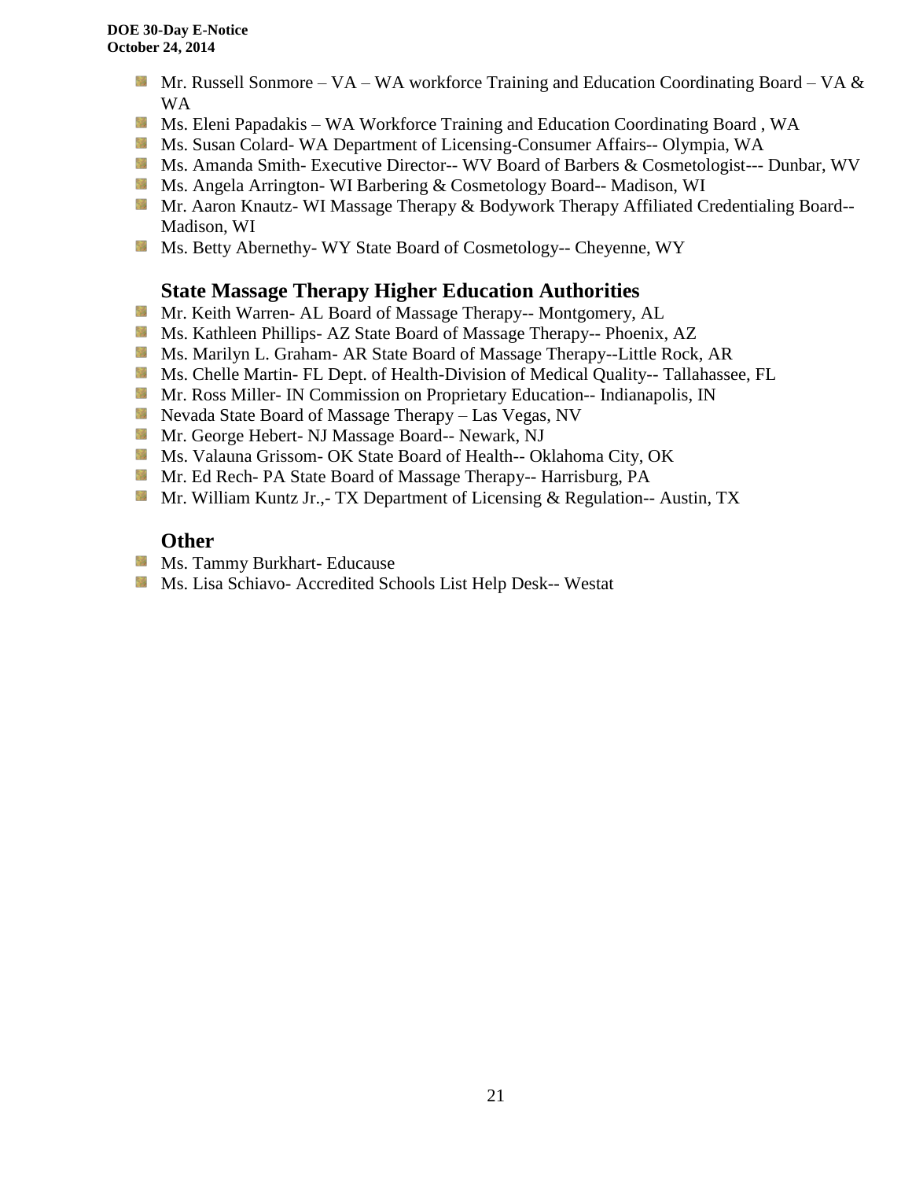- Mr. Russell Sonmore – VA – WA workforce Training and Education Coordinating Board – VA & WA
- Ms. Eleni Papadakis – WA Workforce Training and Education Coordinating Board , WA
- Ms. Susan Colard- WA Department of Licensing-Consumer Affairs-- Olympia, WA
- Ms. Amanda Smith- Executive Director-- WV Board of Barbers & Cosmetologist--- Dunbar, WV
- Ms. Angela Arrington- WI Barbering & Cosmetology Board-- Madison, WI
- Mr. Aaron Knautz- WI Massage Therapy & Bodywork Therapy Affiliated Credentialing Board-- Madison, WI
- Ms. Betty Abernethy- WY State Board of Cosmetology-- Cheyenne, WY

## State Massage Therapy Higher Education Authorities

- Mr. Keith Warren- AL Board of Massage Therapy-- Montgomery, AL
- Ms. Kathleen Phillips- AZ State Board of Massage Therapy-- Phoenix, AZ
- Ms. Marilyn L. Graham- AR State Board of Massage Therapy--Little Rock, AR
- Ms. Chelle Martin- FL Dept. of Health-Division of Medical Quality-- Tallahassee, FL
- Mr. Ross Miller- IN Commission on Proprietary Education-- Indianapolis, IN
- Nevada State Board of Massage Therapy – Las Vegas, NV
- Mr. George Hebert- NJ Massage Board-- Newark, NJ
- Ms. Valauna Grissom- OK State Board of Health-- Oklahoma City, OK
- Mr. Ed Rech- PA State Board of Massage Therapy-- Harrisburg, PA
- Mr. William Kuntz Jr.,- TX Department of Licensing & Regulation-- Austin, TX

## Other

- Ms. Tammy Burkhart- Educause
- Ms. Lisa Schiavo- Accredited Schools List Help Desk-- Westat